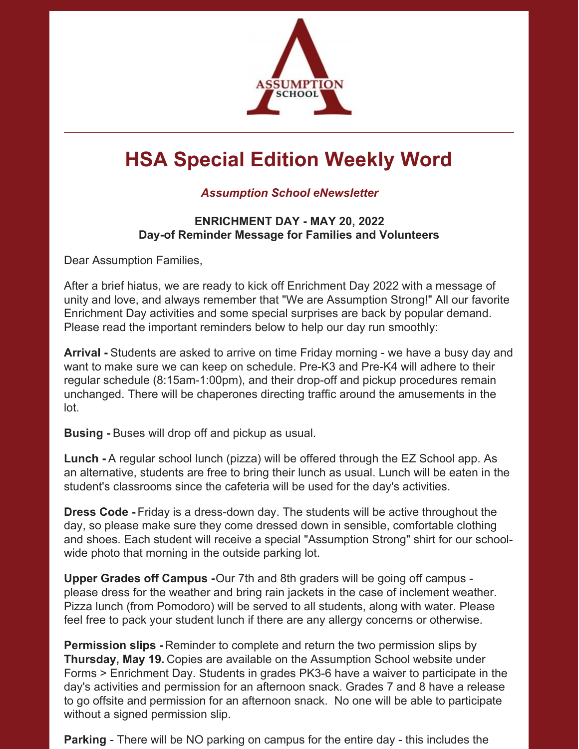# HSA Special Edition Weekly Word

***Assumption School eNewsletter***

**ENRICHMENT DAY - MAY 20, 2022**
**Day-of Reminder Message for Families and Volunteers**

Dear Assumption Families,

After a brief hiatus, we are ready to kick off Enrichment Day 2022 with a message of unity and love, and always remember that "We are Assumption Strong!" All our favorite Enrichment Day activities and some special surprises are back by popular demand. Please read the important reminders below to help our day run smoothly:

**Arrival -** Students are asked to arrive on time Friday morning - we have a busy day and want to make sure we can keep on schedule. Pre-K3 and Pre-K4 will adhere to their regular schedule (8:15am-1:00pm), and their drop-off and pickup procedures remain unchanged. There will be chaperones directing traffic around the amusements in the lot.

**Busing -** Buses will drop off and pickup as usual.

**Lunch -** A regular school lunch (pizza) will be offered through the EZ School app. As an alternative, students are free to bring their lunch as usual. Lunch will be eaten in the student's classrooms since the cafeteria will be used for the day's activities.

**Dress Code -** Friday is a dress-down day. The students will be active throughout the day, so please make sure they come dressed down in sensible, comfortable clothing and shoes. Each student will receive a special "Assumption Strong" shirt for our school-wide photo that morning in the outside parking lot.

**Upper Grades off Campus -** Our 7th and 8th graders will be going off campus - please dress for the weather and bring rain jackets in the case of inclement weather. Pizza lunch (from Pomodoro) will be served to all students, along with water. Please feel free to pack your student lunch if there are any allergy concerns or otherwise.

**Permission slips -** Reminder to complete and return the two permission slips by **Thursday, May 19.** Copies are available on the Assumption School website under Forms > Enrichment Day. Students in grades PK3-6 have a waiver to participate in the day's activities and permission for an afternoon snack. Grades 7 and 8 have a release to go offsite and permission for an afternoon snack. No one will be able to participate without a signed permission slip.

**Parking** - There will be NO parking on campus for the entire day - this includes the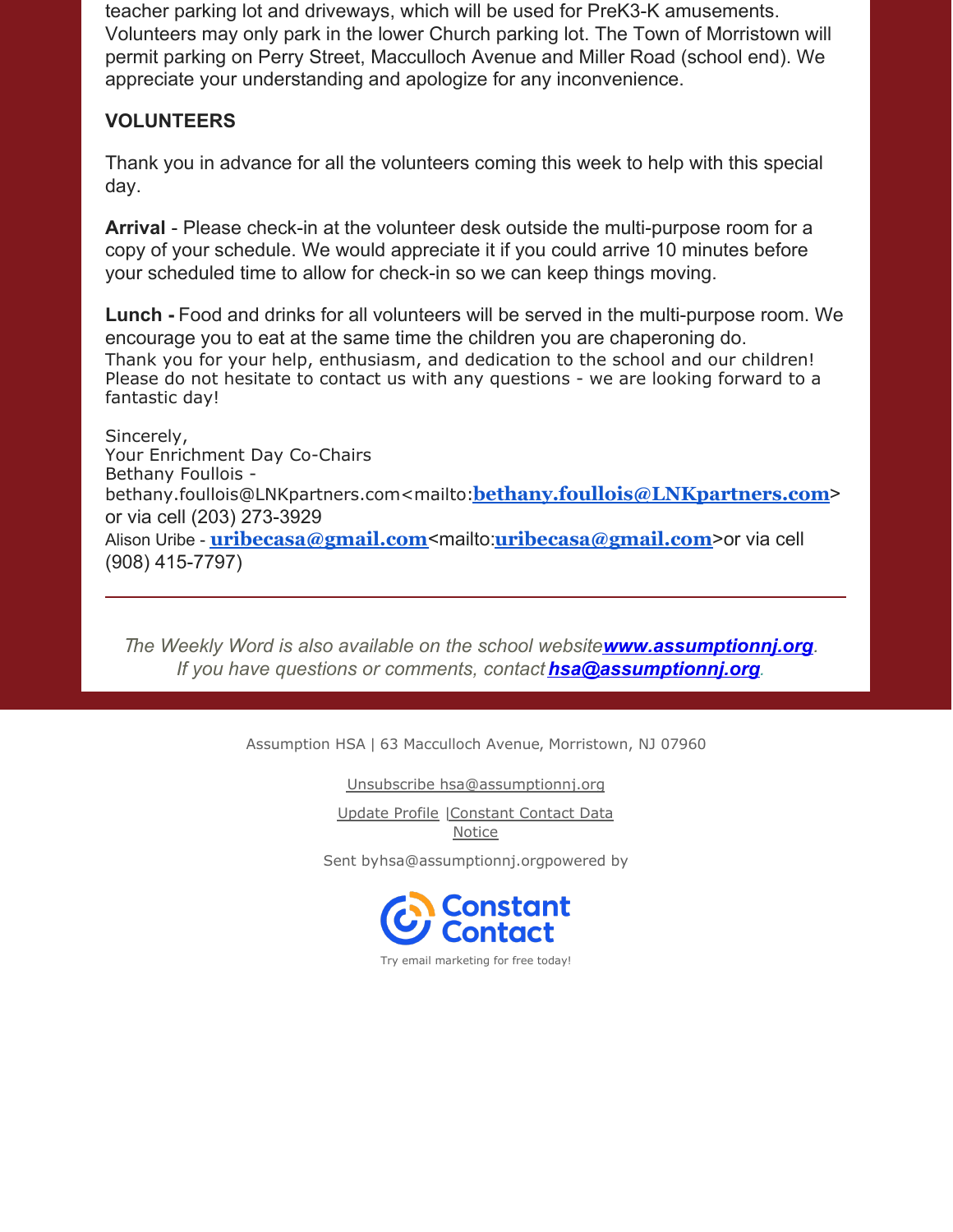teacher parking lot and driveways, which will be used for PreK3-K amusements. Volunteers may only park in the lower Church parking lot. The Town of Morristown will permit parking on Perry Street, Macculloch Avenue and Miller Road (school end). We appreciate your understanding and apologize for any inconvenience.

**VOLUNTEERS**

Thank you in advance for all the volunteers coming this week to help with this special day.

**Arrival** - Please check-in at the volunteer desk outside the multi-purpose room for a copy of your schedule. We would appreciate it if you could arrive 10 minutes before your scheduled time to allow for check-in so we can keep things moving.

**Lunch -** Food and drinks for all volunteers will be served in the multi-purpose room. We encourage you to eat at the same time the children you are chaperoning do.
Thank you for your help, enthusiasm, and dedication to the school and our children! Please do not hesitate to contact us with any questions - we are looking forward to a fantastic day!

Sincerely,
Your Enrichment Day Co-Chairs
Bethany Foullois - bethany.foullois@LNKpartners.com<mailto:**bethany.foullois@LNKpartners.com**> or via cell (203) 273-3929
Alison Uribe - **uribecasa@gmail.com**<mailto:**uribecasa@gmail.com**>or via cell (908) 415-7797)

---

*The Weekly Word is also available on the school website* ***www.assumptionnj.org****.*
*If you have questions or comments, contact* ***hsa@assumptionnj.org****.*

Assumption HSA | 63 Macculloch Avenue, Morristown, NJ 07960

Unsubscribe hsa@assumptionnj.org

Update Profile | Constant Contact Data Notice

Sent byhsa@assumptionnj.orgpowered by

Constant Contact

Try email marketing for free today!